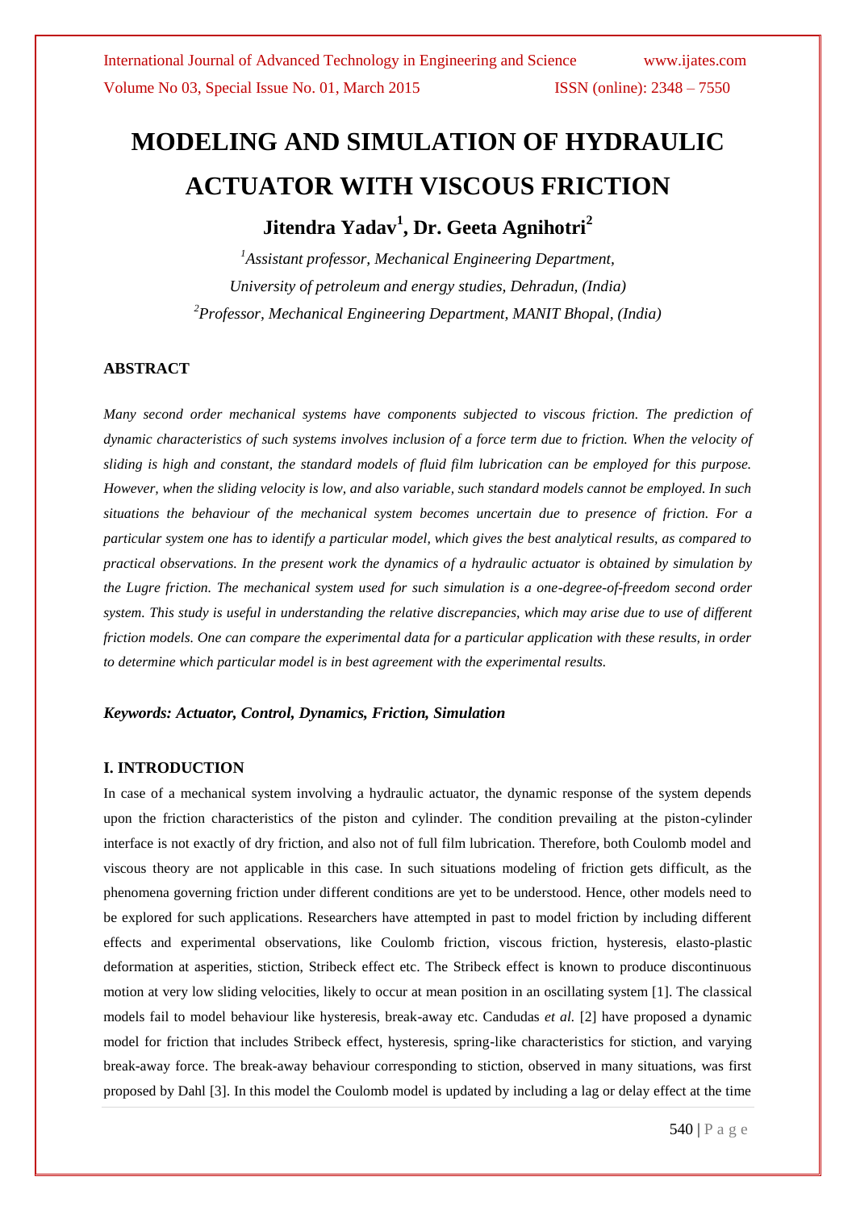# MODELING AND SIMULATION OF HYDRAULIC ACTUATOR WITH VISCOUS FRICTION

## Jitendra Yadav[1], Dr. Geeta Agnihotri[2]

[1]*Assistant professor, Mechanical Engineering Department,*
*University of petroleum and energy studies, Dehradun, (India)*
[2]*Professor, Mechanical Engineering Department, MANIT Bhopal, (India)*

### ABSTRACT

*Many second order mechanical systems have components subjected to viscous friction. The prediction of dynamic characteristics of such systems involves inclusion of a force term due to friction. When the velocity of sliding is high and constant, the standard models of fluid film lubrication can be employed for this purpose. However, when the sliding velocity is low, and also variable, such standard models cannot be employed. In such situations the behaviour of the mechanical system becomes uncertain due to presence of friction. For a particular system one has to identify a particular model, which gives the best analytical results, as compared to practical observations. In the present work the dynamics of a hydraulic actuator is obtained by simulation by the Lugre friction. The mechanical system used for such simulation is a one-degree-of-freedom second order system. This study is useful in understanding the relative discrepancies, which may arise due to use of different friction models. One can compare the experimental data for a particular application with these results, in order to determine which particular model is in best agreement with the experimental results.*

***Keywords: Actuator, Control, Dynamics, Friction, Simulation***

### I. INTRODUCTION

In case of a mechanical system involving a hydraulic actuator, the dynamic response of the system depends upon the friction characteristics of the piston and cylinder. The condition prevailing at the piston-cylinder interface is not exactly of dry friction, and also not of full film lubrication. Therefore, both Coulomb model and viscous theory are not applicable in this case. In such situations modeling of friction gets difficult, as the phenomena governing friction under different conditions are yet to be understood. Hence, other models need to be explored for such applications. Researchers have attempted in past to model friction by including different effects and experimental observations, like Coulomb friction, viscous friction, hysteresis, elasto-plastic deformation at asperities, stiction, Stribeck effect etc. The Stribeck effect is known to produce discontinuous motion at very low sliding velocities, likely to occur at mean position in an oscillating system [1]. The classical models fail to model behaviour like hysteresis, break-away etc. Candudas *et al.* [2] have proposed a dynamic model for friction that includes Stribeck effect, hysteresis, spring-like characteristics for stiction, and varying break-away force. The break-away behaviour corresponding to stiction, observed in many situations, was first proposed by Dahl [3]. In this model the Coulomb model is updated by including a lag or delay effect at the time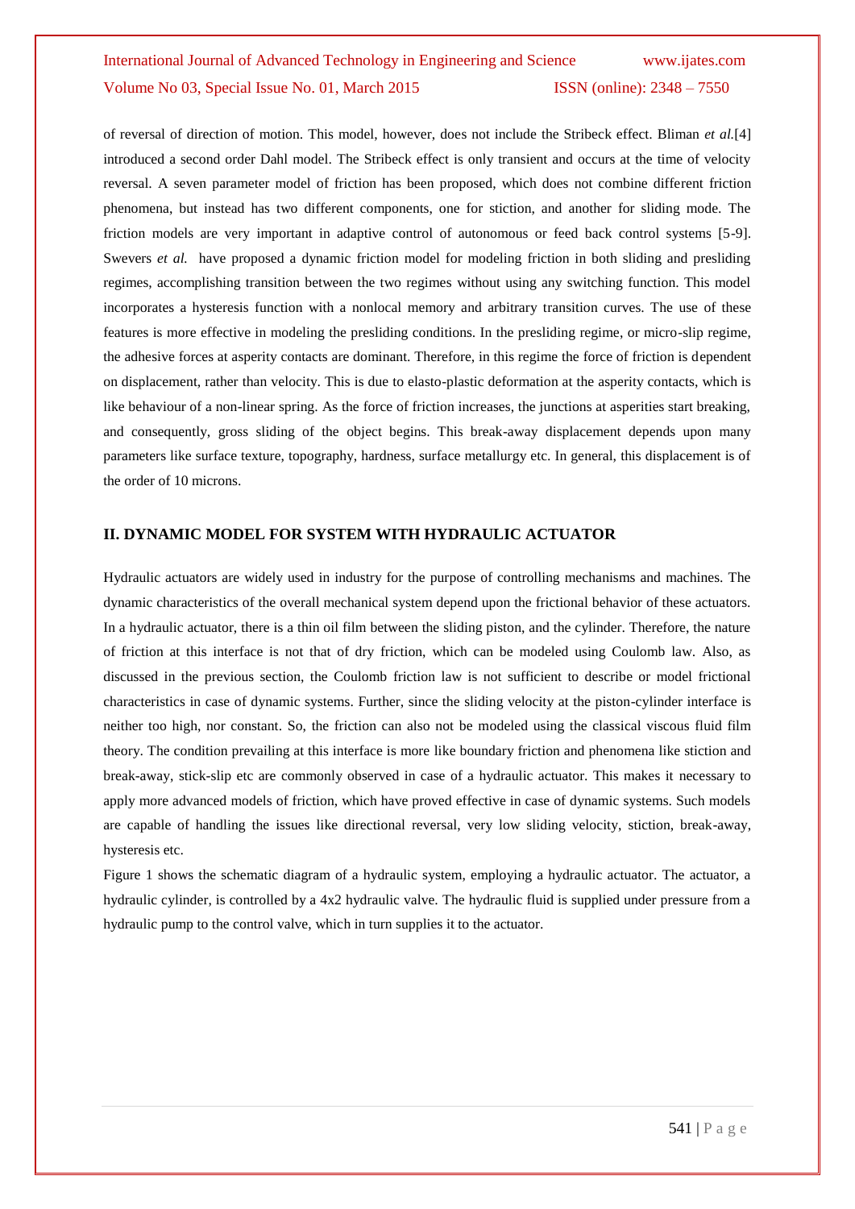of reversal of direction of motion. This model, however, does not include the Stribeck effect. Bliman *et al.*[4] introduced a second order Dahl model. The Stribeck effect is only transient and occurs at the time of velocity reversal. A seven parameter model of friction has been proposed, which does not combine different friction phenomena, but instead has two different components, one for stiction, and another for sliding mode. The friction models are very important in adaptive control of autonomous or feed back control systems [5-9]. Swevers *et al.* have proposed a dynamic friction model for modeling friction in both sliding and presliding regimes, accomplishing transition between the two regimes without using any switching function. This model incorporates a hysteresis function with a nonlocal memory and arbitrary transition curves. The use of these features is more effective in modeling the presliding conditions. In the presliding regime, or micro-slip regime, the adhesive forces at asperity contacts are dominant. Therefore, in this regime the force of friction is dependent on displacement, rather than velocity. This is due to elasto-plastic deformation at the asperity contacts, which is like behaviour of a non-linear spring. As the force of friction increases, the junctions at asperities start breaking, and consequently, gross sliding of the object begins. This break-away displacement depends upon many parameters like surface texture, topography, hardness, surface metallurgy etc. In general, this displacement is of the order of 10 microns.

## II. DYNAMIC MODEL FOR SYSTEM WITH HYDRAULIC ACTUATOR

Hydraulic actuators are widely used in industry for the purpose of controlling mechanisms and machines. The dynamic characteristics of the overall mechanical system depend upon the frictional behavior of these actuators. In a hydraulic actuator, there is a thin oil film between the sliding piston, and the cylinder. Therefore, the nature of friction at this interface is not that of dry friction, which can be modeled using Coulomb law. Also, as discussed in the previous section, the Coulomb friction law is not sufficient to describe or model frictional characteristics in case of dynamic systems. Further, since the sliding velocity at the piston-cylinder interface is neither too high, nor constant. So, the friction can also not be modeled using the classical viscous fluid film theory. The condition prevailing at this interface is more like boundary friction and phenomena like stiction and break-away, stick-slip etc are commonly observed in case of a hydraulic actuator. This makes it necessary to apply more advanced models of friction, which have proved effective in case of dynamic systems. Such models are capable of handling the issues like directional reversal, very low sliding velocity, stiction, break-away, hysteresis etc.

Figure 1 shows the schematic diagram of a hydraulic system, employing a hydraulic actuator. The actuator, a hydraulic cylinder, is controlled by a 4x2 hydraulic valve. The hydraulic fluid is supplied under pressure from a hydraulic pump to the control valve, which in turn supplies it to the actuator.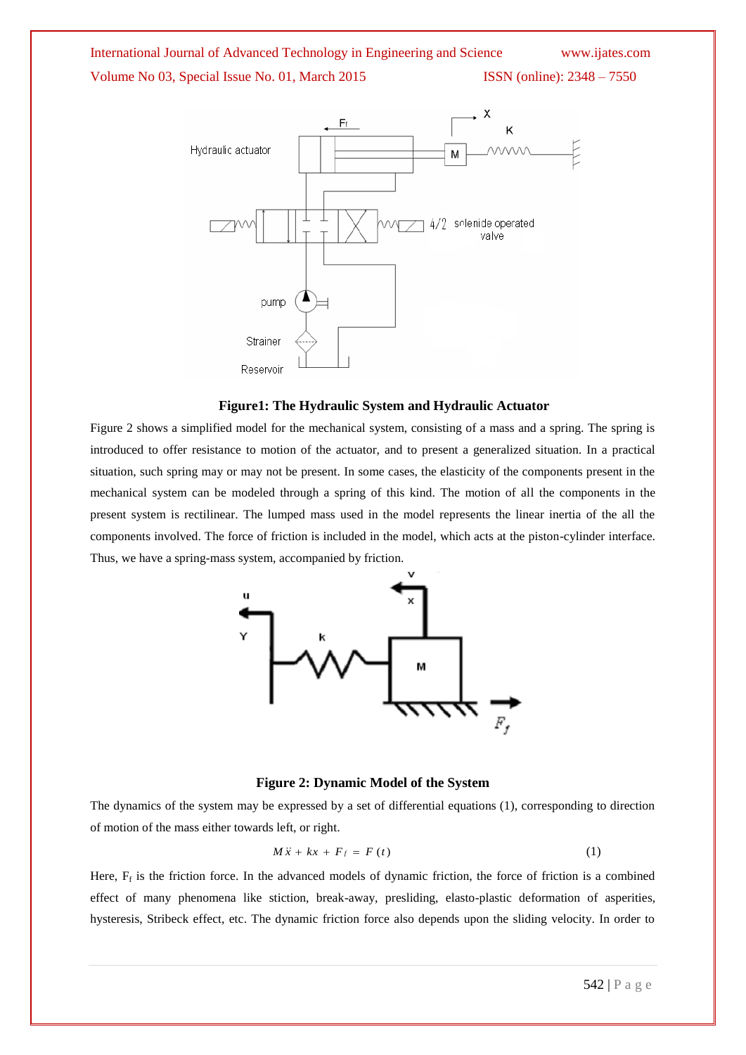**Figure1: The Hydraulic System and Hydraulic Actuator**

Figure 2 shows a simplified model for the mechanical system, consisting of a mass and a spring. The spring is introduced to offer resistance to motion of the actuator, and to present a generalized situation. In a practical situation, such spring may or may not be present. In some cases, the elasticity of the components present in the mechanical system can be modeled through a spring of this kind. The motion of all the components in the present system is rectilinear. The lumped mass used in the model represents the linear inertia of the all the components involved. The force of friction is included in the model, which acts at the piston-cylinder interface. Thus, we have a spring-mass system, accompanied by friction.

**Figure 2: Dynamic Model of the System**

The dynamics of the system may be expressed by a set of differential equations (1), corresponding to direction of motion of the mass either towards left, or right.

$$M\ddot{x} + kx + F_f = F(t) \tag{1}$$

Here, $F_f$ is the friction force. In the advanced models of dynamic friction, the force of friction is a combined effect of many phenomena like stiction, break-away, presliding, elasto-plastic deformation of asperities, hysteresis, Stribeck effect, etc. The dynamic friction force also depends upon the sliding velocity. In order to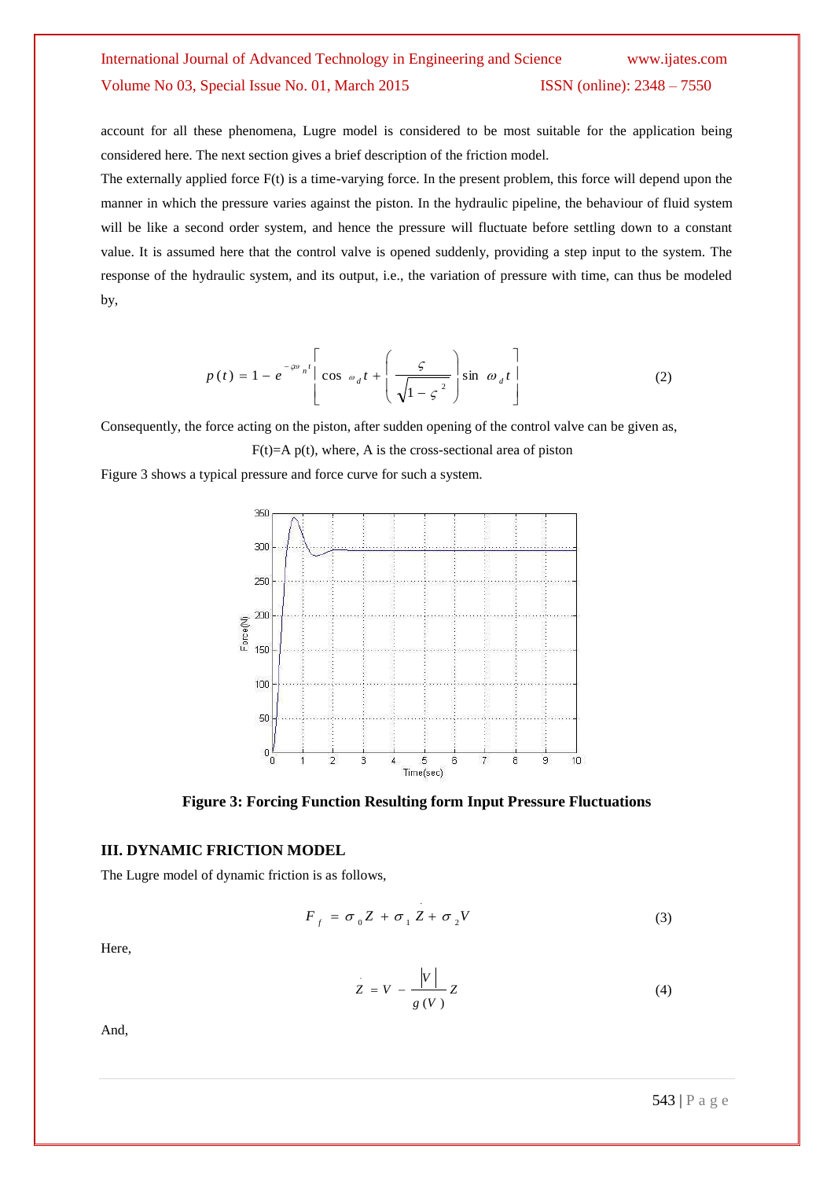account for all these phenomena, Lugre model is considered to be most suitable for the application being considered here. The next section gives a brief description of the friction model.

The externally applied force F(t) is a time-varying force. In the present problem, this force will depend upon the manner in which the pressure varies against the piston. In the hydraulic pipeline, the behaviour of fluid system will be like a second order system, and hence the pressure will fluctuate before settling down to a constant value. It is assumed here that the control valve is opened suddenly, providing a step input to the system. The response of the hydraulic system, and its output, i.e., the variation of pressure with time, can thus be modeled by,

$$p(t) = 1 - e^{-\varsigma\omega_n t}\left[\cos \omega_d t + \left(\frac{\varsigma}{\sqrt{1-\varsigma^2}}\right)\sin \omega_d t\right] \qquad (2)$$

Consequently, the force acting on the piston, after sudden opening of the control valve can be given as,

F(t)=A p(t), where, A is the cross-sectional area of piston

Figure 3 shows a typical pressure and force curve for such a system.

**Figure 3: Forcing Function Resulting form Input Pressure Fluctuations**

## III. DYNAMIC FRICTION MODEL

The Lugre model of dynamic friction is as follows,

$$F_f = \sigma_0 Z + \sigma_1 \dot{Z} + \sigma_2 V \qquad (3)$$

Here,

$$\dot{Z} = V - \frac{|V|}{g(V)} Z \qquad (4)$$

And,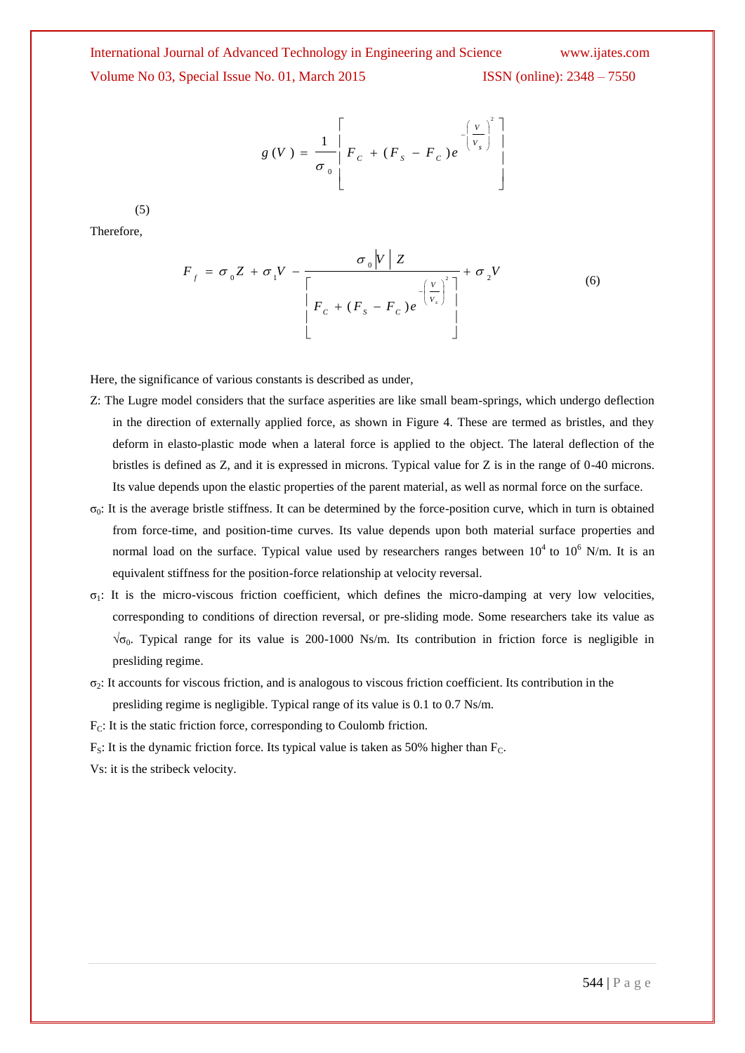$$g(V) = \frac{1}{\sigma_0}\left[F_C + (F_S - F_C)e^{-\left(\frac{V}{V_s}\right)^2}\right]$$

(5)

Therefore,

$$F_f = \sigma_0 Z + \sigma_1 V - \frac{\sigma_0 |V| Z}{\left[F_C + (F_S - F_C)e^{-\left(\frac{V}{V_s}\right)^2}\right]} + \sigma_2 V \tag{6}$$

Here, the significance of various constants is described as under,

Z: The Lugre model considers that the surface asperities are like small beam-springs, which undergo deflection in the direction of externally applied force, as shown in Figure 4. These are termed as bristles, and they deform in elasto-plastic mode when a lateral force is applied to the object. The lateral deflection of the bristles is defined as Z, and it is expressed in microns. Typical value for Z is in the range of 0-40 microns. Its value depends upon the elastic properties of the parent material, as well as normal force on the surface.

$\sigma_0$: It is the average bristle stiffness. It can be determined by the force-position curve, which in turn is obtained from force-time, and position-time curves. Its value depends upon both material surface properties and normal load on the surface. Typical value used by researchers ranges between $10^4$ to $10^6$ N/m. It is an equivalent stiffness for the position-force relationship at velocity reversal.

$\sigma_1$: It is the micro-viscous friction coefficient, which defines the micro-damping at very low velocities, corresponding to conditions of direction reversal, or pre-sliding mode. Some researchers take its value as $\sqrt{\sigma_0}$. Typical range for its value is 200-1000 Ns/m. Its contribution in friction force is negligible in presliding regime.

$\sigma_2$: It accounts for viscous friction, and is analogous to viscous friction coefficient. Its contribution in the presliding regime is negligible. Typical range of its value is 0.1 to 0.7 Ns/m.

$F_C$: It is the static friction force, corresponding to Coulomb friction.

$F_S$: It is the dynamic friction force. Its typical value is taken as 50% higher than $F_C$.

Vs: it is the stribeck velocity.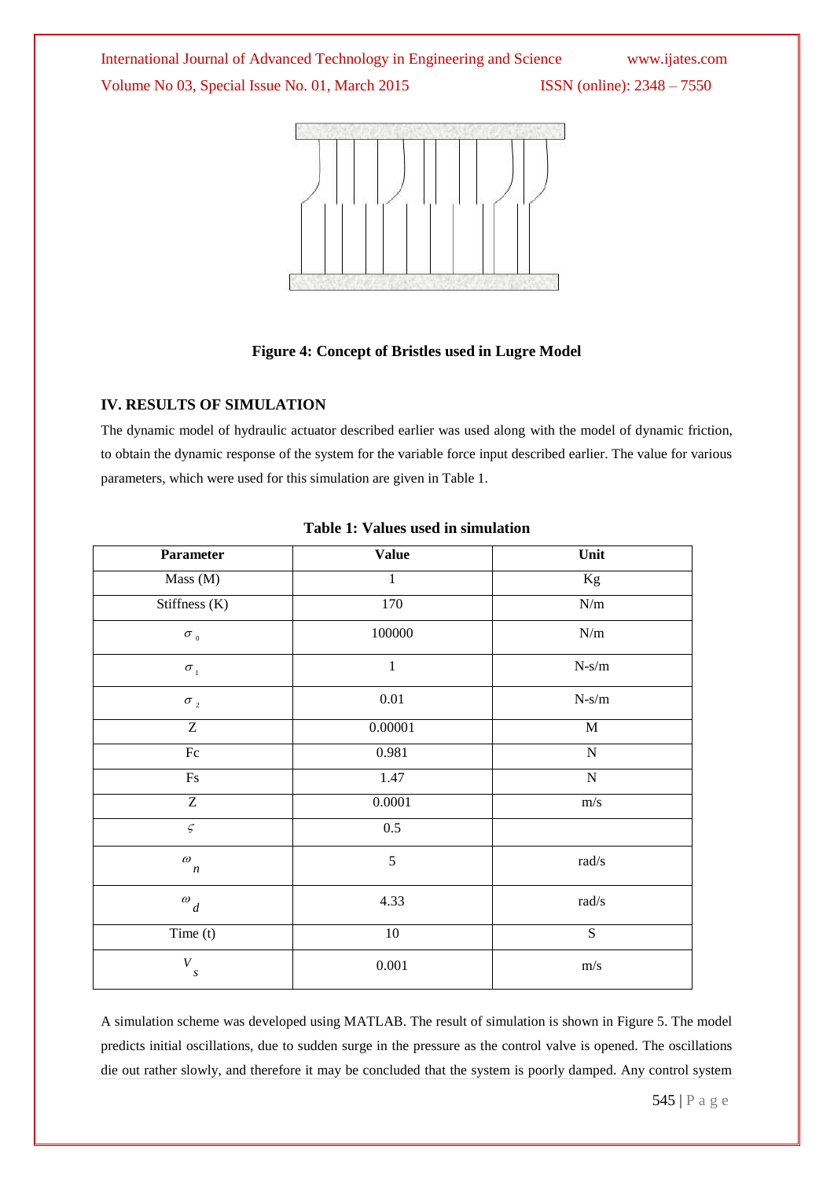**Figure 4: Concept of Bristles used in Lugre Model**

## IV. RESULTS OF SIMULATION

The dynamic model of hydraulic actuator described earlier was used along with the model of dynamic friction, to obtain the dynamic response of the system for the variable force input described earlier. The value for various parameters, which were used for this simulation are given in Table 1.

**Table 1: Values used in simulation**

| Parameter | Value | Unit |
|---|---|---|
| Mass (M) | 1 | Kg |
| Stiffness (K) | 170 | N/m |
| $\sigma_0$ | 100000 | N/m |
| $\sigma_1$ | 1 | N-s/m |
| $\sigma_2$ | 0.01 | N-s/m |
| Z | 0.00001 | M |
| Fc | 0.981 | N |
| Fs | 1.47 | N |
| Z | 0.0001 | m/s |
| $\varsigma$ | 0.5 | |
| $\omega_n$ | 5 | rad/s |
| $\omega_d$ | 4.33 | rad/s |
| Time (t) | 10 | S |
| $V_s$ | 0.001 | m/s |

A simulation scheme was developed using MATLAB. The result of simulation is shown in Figure 5. The model predicts initial oscillations, due to sudden surge in the pressure as the control valve is opened. The oscillations die out rather slowly, and therefore it may be concluded that the system is poorly damped. Any control system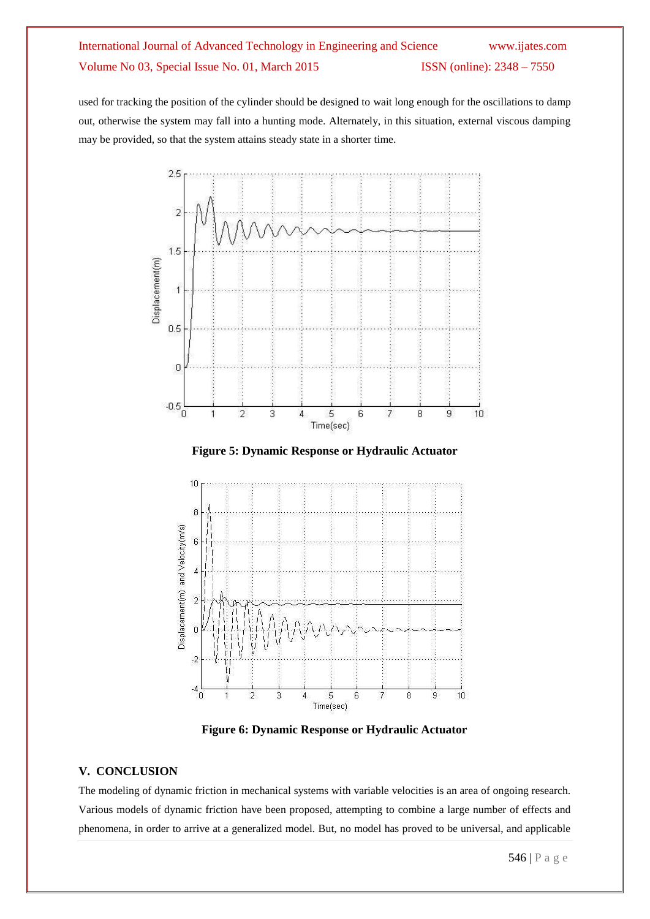used for tracking the position of the cylinder should be designed to wait long enough for the oscillations to damp out, otherwise the system may fall into a hunting mode. Alternately, in this situation, external viscous damping may be provided, so that the system attains steady state in a shorter time.

**Figure 5: Dynamic Response or Hydraulic Actuator**

**Figure 6: Dynamic Response or Hydraulic Actuator**

## V. CONCLUSION

The modeling of dynamic friction in mechanical systems with variable velocities is an area of ongoing research. Various models of dynamic friction have been proposed, attempting to combine a large number of effects and phenomena, in order to arrive at a generalized model. But, no model has proved to be universal, and applicable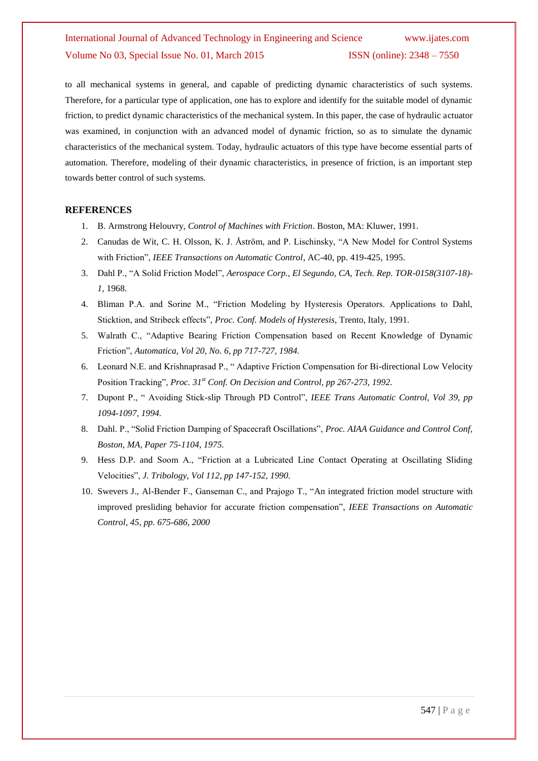to all mechanical systems in general, and capable of predicting dynamic characteristics of such systems. Therefore, for a particular type of application, one has to explore and identify for the suitable model of dynamic friction, to predict dynamic characteristics of the mechanical system. In this paper, the case of hydraulic actuator was examined, in conjunction with an advanced model of dynamic friction, so as to simulate the dynamic characteristics of the mechanical system. Today, hydraulic actuators of this type have become essential parts of automation. Therefore, modeling of their dynamic characteristics, in presence of friction, is an important step towards better control of such systems.

## REFERENCES

1. B. Armstrong Helouvry, *Control of Machines with Friction*. Boston, MA: Kluwer, 1991.
2. Canudas de Wit, C. H. Olsson, K. J. Åström, and P. Lischinsky, "A New Model for Control Systems with Friction", *IEEE Transactions on Automatic Control*, AC-40, pp. 419-425, 1995.
3. Dahl P., "A Solid Friction Model", *Aerospace Corp., El Segundo, CA, Tech. Rep. TOR-0158(3107-18)-1*, 1968.
4. Bliman P.A. and Sorine M., "Friction Modeling by Hysteresis Operators. Applications to Dahl, Sticktion, and Stribeck effects", *Proc. Conf. Models of Hysteresis*, Trento, Italy, 1991.
5. Walrath C., "Adaptive Bearing Friction Compensation based on Recent Knowledge of Dynamic Friction", *Automatica, Vol 20, No. 6, pp 717-727, 1984.*
6. Leonard N.E. and Krishnaprasad P., " Adaptive Friction Compensation for Bi-directional Low Velocity Position Tracking", *Proc. 31st Conf. On Decision and Control, pp 267-273, 1992.*
7. Dupont P., " Avoiding Stick-slip Through PD Control", *IEEE Trans Automatic Control, Vol 39, pp 1094-1097, 1994.*
8. Dahl. P., "Solid Friction Damping of Spacecraft Oscillations", *Proc. AIAA Guidance and Control Conf, Boston, MA, Paper 75-1104, 1975.*
9. Hess D.P. and Soom A., "Friction at a Lubricated Line Contact Operating at Oscillating Sliding Velocities", *J. Tribology, Vol 112, pp 147-152, 1990.*
10. Swevers J., Al-Bender F., Ganseman C., and Prajogo T., "An integrated friction model structure with improved presliding behavior for accurate friction compensation", *IEEE Transactions on Automatic Control, 45, pp. 675-686, 2000*